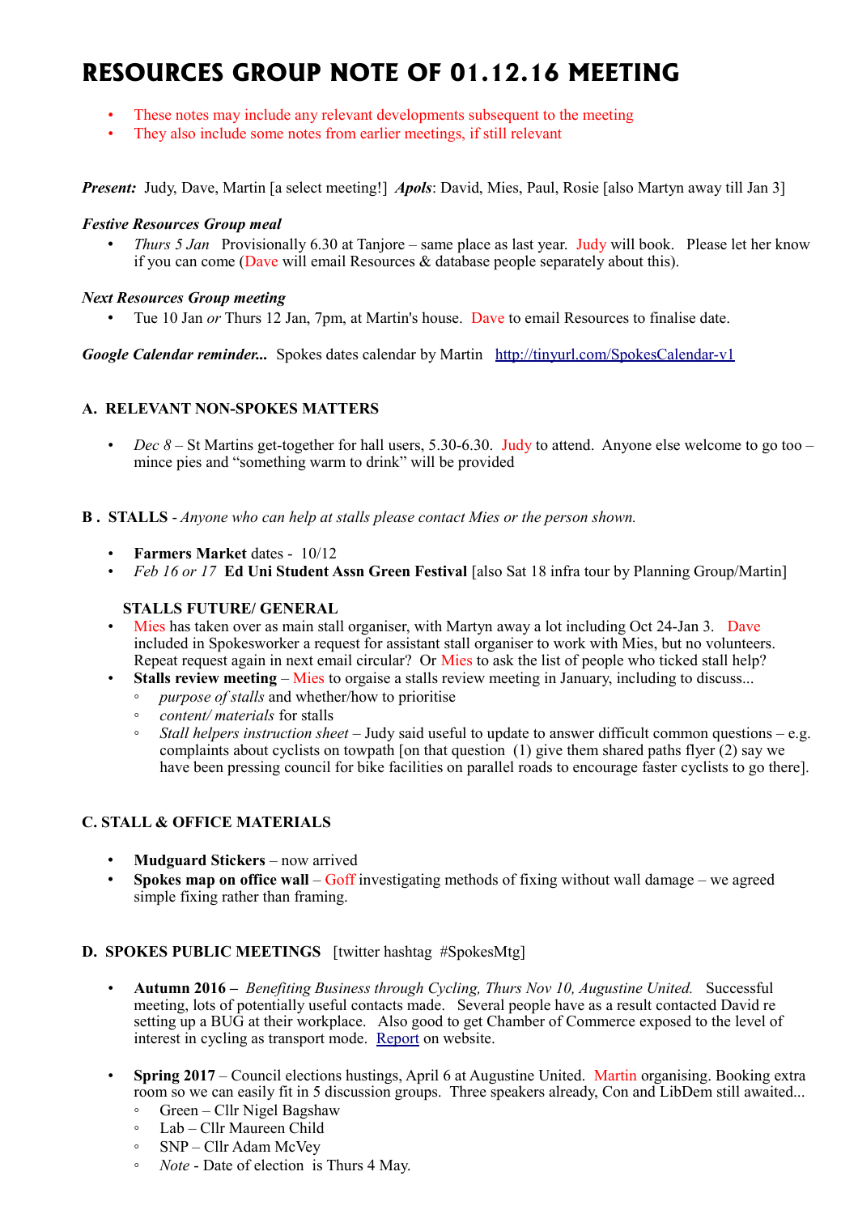# RESOURCES GROUP NOTE OF 01.12.16 MEETING

- These notes may include any relevant developments subsequent to the meeting
- They also include some notes from earlier meetings, if still relevant

***Present:*** Judy, Dave, Martin [a select meeting!] ***Apols***: David, Mies, Paul, Rosie [also Martyn away till Jan 3]

***Festive Resources Group meal***

- *Thurs 5 Jan* Provisionally 6.30 at Tanjore – same place as last year. Judy will book. Please let her know if you can come (Dave will email Resources & database people separately about this).

***Next Resources Group meeting***

- Tue 10 Jan *or* Thurs 12 Jan, 7pm, at Martin's house. Dave to email Resources to finalise date.

***Google Calendar reminder...*** Spokes dates calendar by Martin http://tinyurl.com/SpokesCalendar-v1

## A. RELEVANT NON-SPOKES MATTERS

- *Dec 8* – St Martins get-together for hall users, 5.30-6.30. Judy to attend. Anyone else welcome to go too – mince pies and "something warm to drink" will be provided

## B . STALLS - *Anyone who can help at stalls please contact Mies or the person shown.*

- **Farmers Market** dates - 10/12
- *Feb 16 or 17* **Ed Uni Student Assn Green Festival** [also Sat 18 infra tour by Planning Group/Martin]

### STALLS FUTURE/ GENERAL

- Mies has taken over as main stall organiser, with Martyn away a lot including Oct 24-Jan 3. Dave included in Spokesworker a request for assistant stall organiser to work with Mies, but no volunteers. Repeat request again in next email circular? Or Mies to ask the list of people who ticked stall help?
- **Stalls review meeting** – Mies to orgaise a stalls review meeting in January, including to discuss...
  - *purpose of stalls* and whether/how to prioritise
  - *content/ materials* for stalls
  - *Stall helpers instruction sheet* – Judy said useful to update to answer difficult common questions – e.g. complaints about cyclists on towpath [on that question (1) give them shared paths flyer (2) say we have been pressing council for bike facilities on parallel roads to encourage faster cyclists to go there].

## C. STALL & OFFICE MATERIALS

- **Mudguard Stickers** – now arrived
- **Spokes map on office wall** – Goff investigating methods of fixing without wall damage – we agreed simple fixing rather than framing.

## D. SPOKES PUBLIC MEETINGS [twitter hashtag #SpokesMtg]

- **Autumn 2016 –** *Benefiting Business through Cycling, Thurs Nov 10, Augustine United.* Successful meeting, lots of potentially useful contacts made. Several people have as a result contacted David re setting up a BUG at their workplace. Also good to get Chamber of Commerce exposed to the level of interest in cycling as transport mode. Report on website.
- **Spring 2017** – Council elections hustings, April 6 at Augustine United. Martin organising. Booking extra room so we can easily fit in 5 discussion groups. Three speakers already, Con and LibDem still awaited...
  - Green – Cllr Nigel Bagshaw
  - Lab – Cllr Maureen Child
  - SNP – Cllr Adam McVey
  - *Note* - Date of election is Thurs 4 May.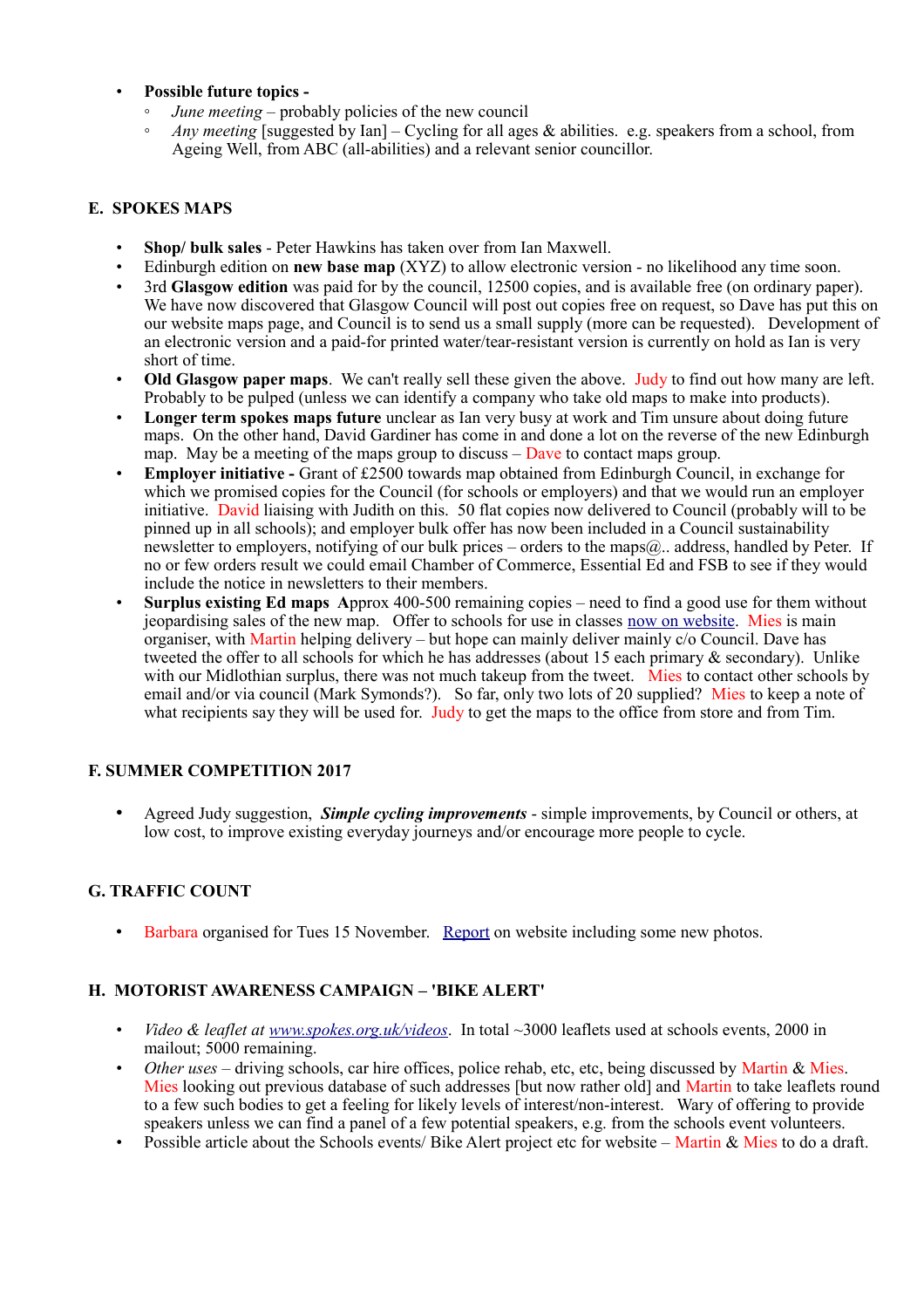- **Possible future topics -**
  - *June meeting* – probably policies of the new council
  - *Any meeting* [suggested by Ian] – Cycling for all ages & abilities. e.g. speakers from a school, from Ageing Well, from ABC (all-abilities) and a relevant senior councillor.

## E. SPOKES MAPS

- **Shop/ bulk sales** - Peter Hawkins has taken over from Ian Maxwell.
- Edinburgh edition on **new base map** (XYZ) to allow electronic version - no likelihood any time soon.
- 3rd **Glasgow edition** was paid for by the council, 12500 copies, and is available free (on ordinary paper). We have now discovered that Glasgow Council will post out copies free on request, so Dave has put this on our website maps page, and Council is to send us a small supply (more can be requested). Development of an electronic version and a paid-for printed water/tear-resistant version is currently on hold as Ian is very short of time.
- **Old Glasgow paper maps**. We can't really sell these given the above. Judy to find out how many are left. Probably to be pulped (unless we can identify a company who take old maps to make into products).
- **Longer term spokes maps future** unclear as Ian very busy at work and Tim unsure about doing future maps. On the other hand, David Gardiner has come in and done a lot on the reverse of the new Edinburgh map. May be a meeting of the maps group to discuss – Dave to contact maps group.
- **Employer initiative -** Grant of £2500 towards map obtained from Edinburgh Council, in exchange for which we promised copies for the Council (for schools or employers) and that we would run an employer initiative. David liaising with Judith on this. 50 flat copies now delivered to Council (probably will to be pinned up in all schools); and employer bulk offer has now been included in a Council sustainability newsletter to employers, notifying of our bulk prices – orders to the maps@.. address, handled by Peter. If no or few orders result we could email Chamber of Commerce, Essential Ed and FSB to see if they would include the notice in newsletters to their members.
- **Surplus existing Ed maps** Approx 400-500 remaining copies – need to find a good use for them without jeopardising sales of the new map. Offer to schools for use in classes now on website. Mies is main organiser, with Martin helping delivery – but hope can mainly deliver mainly c/o Council. Dave has tweeted the offer to all schools for which he has addresses (about 15 each primary & secondary). Unlike with our Midlothian surplus, there was not much takeup from the tweet. Mies to contact other schools by email and/or via council (Mark Symonds?). So far, only two lots of 20 supplied? Mies to keep a note of what recipients say they will be used for. Judy to get the maps to the office from store and from Tim.

## F. SUMMER COMPETITION 2017

- Agreed Judy suggestion, ***Simple cycling improvements*** - simple improvements, by Council or others, at low cost, to improve existing everyday journeys and/or encourage more people to cycle.

## G. TRAFFIC COUNT

- Barbara organised for Tues 15 November. Report on website including some new photos.

## H. MOTORIST AWARENESS CAMPAIGN – 'BIKE ALERT'

- *Video & leaflet at www.spokes.org.uk/videos*. In total ~3000 leaflets used at schools events, 2000 in mailout; 5000 remaining.
- *Other uses* – driving schools, car hire offices, police rehab, etc, etc, being discussed by Martin & Mies. Mies looking out previous database of such addresses [but now rather old] and Martin to take leaflets round to a few such bodies to get a feeling for likely levels of interest/non-interest. Wary of offering to provide speakers unless we can find a panel of a few potential speakers, e.g. from the schools event volunteers.
- Possible article about the Schools events/ Bike Alert project etc for website – Martin & Mies to do a draft.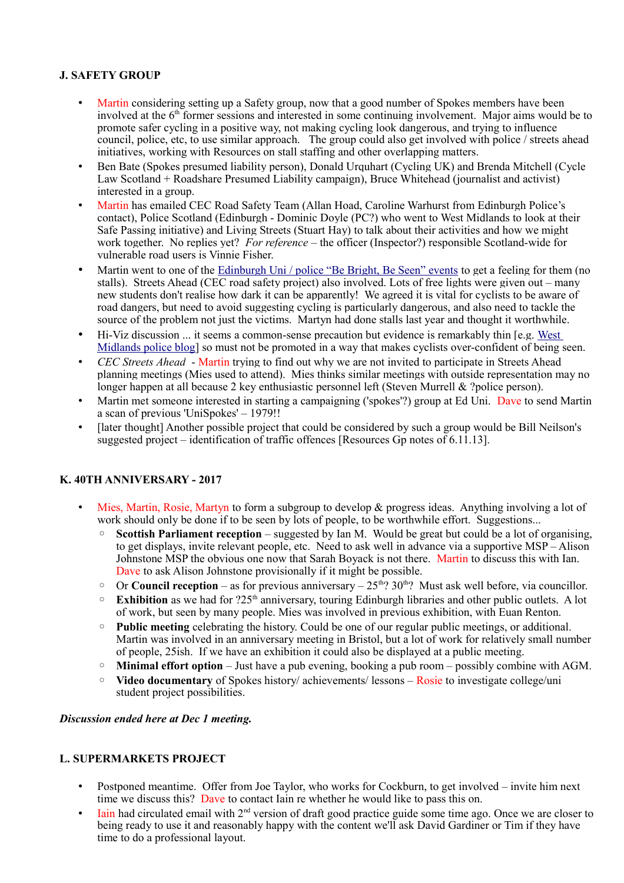### J. SAFETY GROUP

- Martin considering setting up a Safety group, now that a good number of Spokes members have been involved at the 6th former sessions and interested in some continuing involvement. Major aims would be to promote safer cycling in a positive way, not making cycling look dangerous, and trying to influence council, police, etc, to use similar approach. The group could also get involved with police / streets ahead initiatives, working with Resources on stall staffing and other overlapping matters.
- Ben Bate (Spokes presumed liability person), Donald Urquhart (Cycling UK) and Brenda Mitchell (Cycle Law Scotland + Roadshare Presumed Liability campaign), Bruce Whitehead (journalist and activist) interested in a group.
- Martin has emailed CEC Road Safety Team (Allan Hood, Caroline Warhurst from Edinburgh Police's contact), Police Scotland (Edinburgh - Dominic Doyle (PC?) who went to West Midlands to look at their Safe Passing initiative) and Living Streets (Stuart Hay) to talk about their activities and how we might work together. No replies yet? *For reference* – the officer (Inspector?) responsible Scotland-wide for vulnerable road users is Vinnie Fisher.
- Martin went to one of the Edinburgh Uni / police "Be Bright, Be Seen" events to get a feeling for them (no stalls). Streets Ahead (CEC road safety project) also involved. Lots of free lights were given out – many new students don't realise how dark it can be apparently! We agreed it is vital for cyclists to be aware of road dangers, but need to avoid suggesting cycling is particularly dangerous, and also need to tackle the source of the problem not just the victims. Martyn had done stalls last year and thought it worthwhile.
- Hi-Viz discussion ... it seems a common-sense precaution but evidence is remarkably thin [e.g. West Midlands police blog] so must not be promoted in a way that makes cyclists over-confident of being seen.
- *CEC Streets Ahead* - Martin trying to find out why we are not invited to participate in Streets Ahead planning meetings (Mies used to attend). Mies thinks similar meetings with outside representation may no longer happen at all because 2 key enthusiastic personnel left (Steven Murrell & ?police person).
- Martin met someone interested in starting a campaigning ('spokes'?) group at Ed Uni. Dave to send Martin a scan of previous 'UniSpokes' – 1979!!
- [later thought] Another possible project that could be considered by such a group would be Bill Neilson's suggested project – identification of traffic offences [Resources Gp notes of 6.11.13].

### K. 40TH ANNIVERSARY - 2017

- Mies, Martin, Rosie, Martyn to form a subgroup to develop & progress ideas. Anything involving a lot of work should only be done if to be seen by lots of people, to be worthwhile effort. Suggestions...
  - **Scottish Parliament reception** – suggested by Ian M. Would be great but could be a lot of organising, to get displays, invite relevant people, etc. Need to ask well in advance via a supportive MSP – Alison Johnstone MSP the obvious one now that Sarah Boyack is not there. Martin to discuss this with Ian. Dave to ask Alison Johnstone provisionally if it might be possible.
  - Or **Council reception** – as for previous anniversary – 25th? 30th? Must ask well before, via councillor.
  - **Exhibition** as we had for ?25th anniversary, touring Edinburgh libraries and other public outlets. A lot of work, but seen by many people. Mies was involved in previous exhibition, with Euan Renton.
  - **Public meeting** celebrating the history. Could be one of our regular public meetings, or additional. Martin was involved in an anniversary meeting in Bristol, but a lot of work for relatively small number of people, 25ish. If we have an exhibition it could also be displayed at a public meeting.
  - **Minimal effort option** – Just have a pub evening, booking a pub room – possibly combine with AGM.
  - **Video documentary** of Spokes history/ achievements/ lessons – Rosie to investigate college/uni student project possibilities.

***Discussion ended here at Dec 1 meeting.***

### L. SUPERMARKETS PROJECT

- Postponed meantime. Offer from Joe Taylor, who works for Cockburn, to get involved – invite him next time we discuss this? Dave to contact Iain re whether he would like to pass this on.
- Iain had circulated email with 2nd version of draft good practice guide some time ago. Once we are closer to being ready to use it and reasonably happy with the content we'll ask David Gardiner or Tim if they have time to do a professional layout.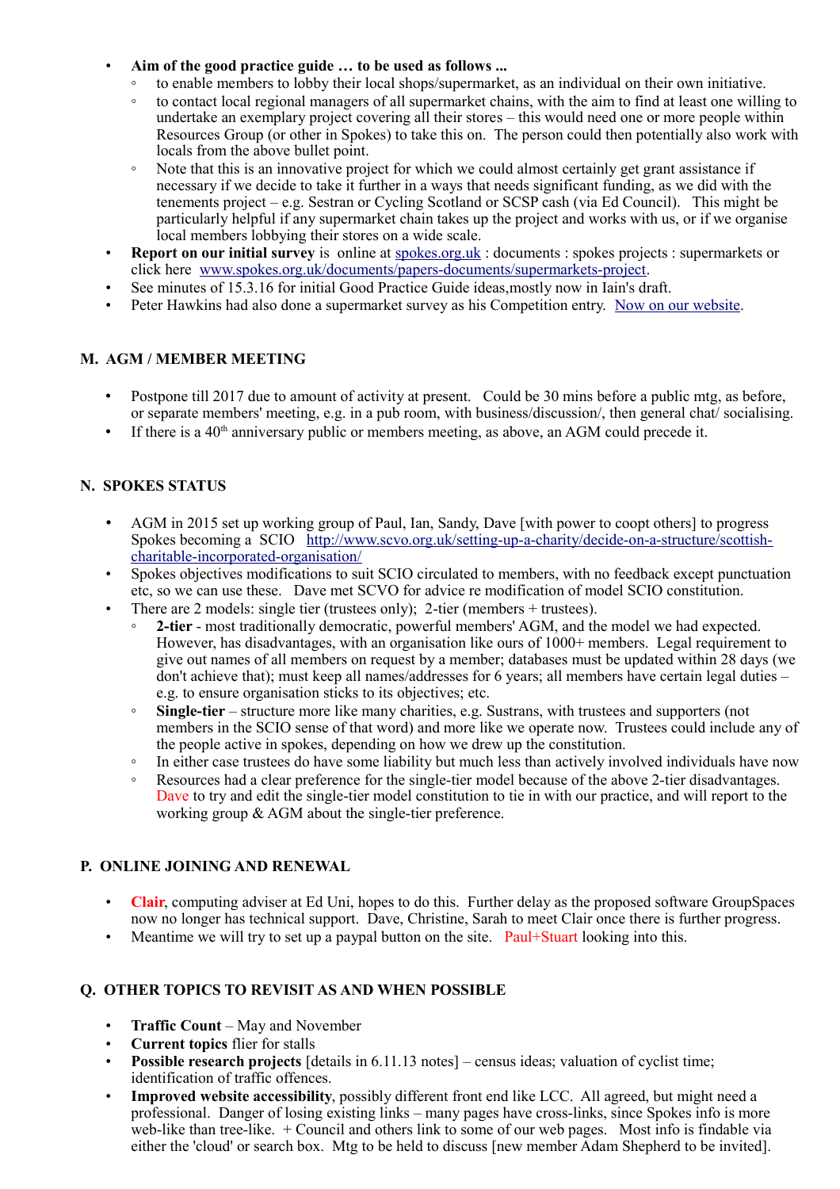- **Aim of the good practice guide … to be used as follows ...**
  - to enable members to lobby their local shops/supermarket, as an individual on their own initiative.
  - to contact local regional managers of all supermarket chains, with the aim to find at least one willing to undertake an exemplary project covering all their stores – this would need one or more people within Resources Group (or other in Spokes) to take this on. The person could then potentially also work with locals from the above bullet point.
  - Note that this is an innovative project for which we could almost certainly get grant assistance if necessary if we decide to take it further in a ways that needs significant funding, as we did with the tenements project – e.g. Sestran or Cycling Scotland or SCSP cash (via Ed Council). This might be particularly helpful if any supermarket chain takes up the project and works with us, or if we organise local members lobbying their stores on a wide scale.
- **Report on our initial survey** is online at spokes.org.uk : documents : spokes projects : supermarkets or click here www.spokes.org.uk/documents/papers-documents/supermarkets-project.
- See minutes of 15.3.16 for initial Good Practice Guide ideas,mostly now in Iain's draft.
- Peter Hawkins had also done a supermarket survey as his Competition entry. Now on our website.

## M. AGM / MEMBER MEETING

- Postpone till 2017 due to amount of activity at present. Could be 30 mins before a public mtg, as before, or separate members' meeting, e.g. in a pub room, with business/discussion/, then general chat/ socialising.
- If there is a 40th anniversary public or members meeting, as above, an AGM could precede it.

## N. SPOKES STATUS

- AGM in 2015 set up working group of Paul, Ian, Sandy, Dave [with power to coopt others] to progress Spokes becoming a SCIO http://www.scvo.org.uk/setting-up-a-charity/decide-on-a-structure/scottish-charitable-incorporated-organisation/
- Spokes objectives modifications to suit SCIO circulated to members, with no feedback except punctuation etc, so we can use these. Dave met SCVO for advice re modification of model SCIO constitution.
- There are 2 models: single tier (trustees only); 2-tier (members + trustees).
  - **2-tier** - most traditionally democratic, powerful members' AGM, and the model we had expected. However, has disadvantages, with an organisation like ours of 1000+ members. Legal requirement to give out names of all members on request by a member; databases must be updated within 28 days (we don't achieve that); must keep all names/addresses for 6 years; all members have certain legal duties – e.g. to ensure organisation sticks to its objectives; etc.
  - **Single-tier** – structure more like many charities, e.g. Sustrans, with trustees and supporters (not members in the SCIO sense of that word) and more like we operate now. Trustees could include any of the people active in spokes, depending on how we drew up the constitution.
  - In either case trustees do have some liability but much less than actively involved individuals have now
  - Resources had a clear preference for the single-tier model because of the above 2-tier disadvantages. Dave to try and edit the single-tier model constitution to tie in with our practice, and will report to the working group & AGM about the single-tier preference.

## P. ONLINE JOINING AND RENEWAL

- **Clair**, computing adviser at Ed Uni, hopes to do this. Further delay as the proposed software GroupSpaces now no longer has technical support. Dave, Christine, Sarah to meet Clair once there is further progress.
- Meantime we will try to set up a paypal button on the site. Paul+Stuart looking into this.

## Q. OTHER TOPICS TO REVISIT AS AND WHEN POSSIBLE

- **Traffic Count** – May and November
- **Current topics** flier for stalls
- **Possible research projects** [details in 6.11.13 notes] – census ideas; valuation of cyclist time; identification of traffic offences.
- **Improved website accessibility**, possibly different front end like LCC. All agreed, but might need a professional. Danger of losing existing links – many pages have cross-links, since Spokes info is more web-like than tree-like. + Council and others link to some of our web pages. Most info is findable via either the 'cloud' or search box. Mtg to be held to discuss [new member Adam Shepherd to be invited].